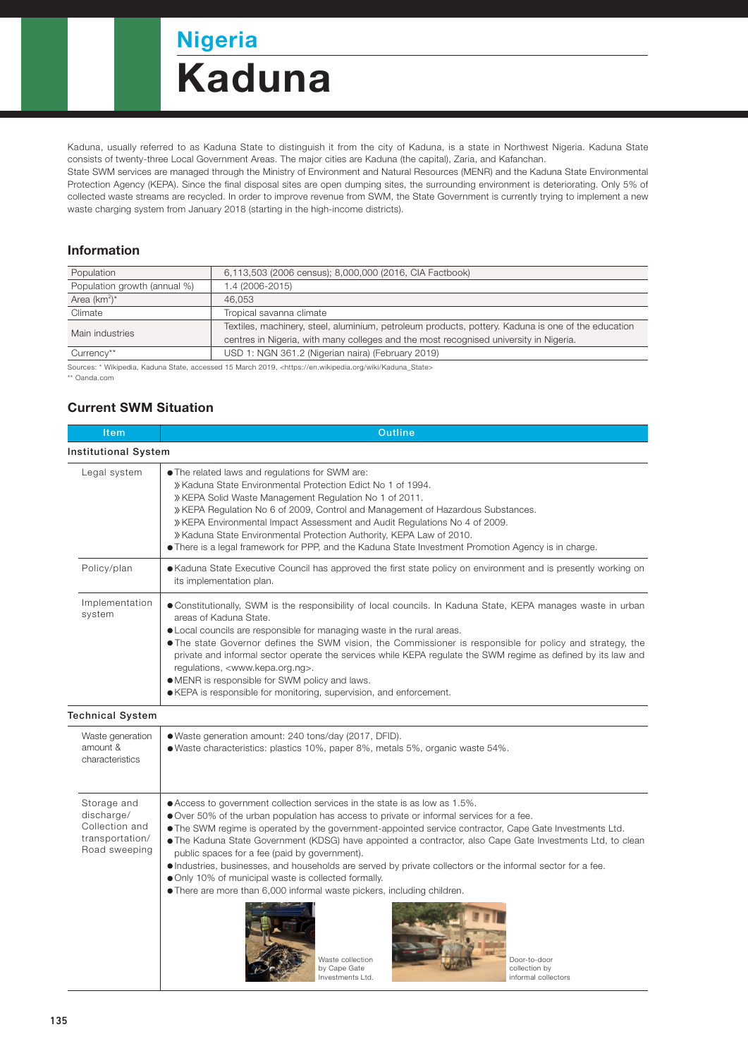# Nigeria

# Kaduna

Kaduna, usually referred to as Kaduna State to distinguish it from the city of Kaduna, is a state in Northwest Nigeria. Kaduna State consists of twenty-three Local Government Areas. The major cities are Kaduna (the capital), Zaria, and Kafanchan.
State SWM services are managed through the Ministry of Environment and Natural Resources (MENR) and the Kaduna State Environmental Protection Agency (KEPA). Since the final disposal sites are open dumping sites, the surrounding environment is deteriorating. Only 5% of collected waste streams are recycled. In order to improve revenue from SWM, the State Government is currently trying to implement a new waste charging system from January 2018 (starting in the high-income districts).

## Information

| | |
|---|---|
| Population | 6,113,503 (2006 census); 8,000,000 (2016, CIA Factbook) |
| Population growth (annual %) | 1.4 (2006-2015) |
| Area (km$^2$)* | 46,053 |
| Climate | Tropical savanna climate |
| Main industries | Textiles, machinery, steel, aluminium, petroleum products, pottery. Kaduna is one of the education centres in Nigeria, with many colleges and the most recognised university in Nigeria. |
| Currency** | USD 1: NGN 361.2 (Nigerian naira) (February 2019) |

Sources: * Wikipedia, Kaduna State, accessed 15 March 2019, <https://en.wikipedia.org/wiki/Kaduna_State>
** Oanda.com

## Current SWM Situation

| Item | Outline |
|---|---|
| **Institutional System** | |
| Legal system | ● The related laws and regulations for SWM are:<br>» Kaduna State Environmental Protection Edict No 1 of 1994.<br>» KEPA Solid Waste Management Regulation No 1 of 2011.<br>» KEPA Regulation No 6 of 2009, Control and Management of Hazardous Substances.<br>» KEPA Environmental Impact Assessment and Audit Regulations No 4 of 2009.<br>» Kaduna State Environmental Protection Authority, KEPA Law of 2010.<br>● There is a legal framework for PPP, and the Kaduna State Investment Promotion Agency is in charge. |
| Policy/plan | ● Kaduna State Executive Council has approved the first state policy on environment and is presently working on its implementation plan. |
| Implementation system | ● Constitutionally, SWM is the responsibility of local councils. In Kaduna State, KEPA manages waste in urban areas of Kaduna State.<br>● Local councils are responsible for managing waste in the rural areas.<br>● The state Governor defines the SWM vision, the Commissioner is responsible for policy and strategy, the private and informal sector operate the services while KEPA regulate the SWM regime as defined by its law and regulations, <www.kepa.org.ng>.<br>● MENR is responsible for SWM policy and laws.<br>● KEPA is responsible for monitoring, supervision, and enforcement. |
| **Technical System** | |
| Waste generation amount & characteristics | ● Waste generation amount: 240 tons/day (2017, DFID).<br>● Waste characteristics: plastics 10%, paper 8%, metals 5%, organic waste 54%. |
| Storage and discharge/ Collection and transportation/ Road sweeping | ● Access to government collection services in the state is as low as 1.5%.<br>● Over 50% of the urban population has access to private or informal services for a fee.<br>● The SWM regime is operated by the government-appointed service contractor, Cape Gate Investments Ltd.<br>● The Kaduna State Government (KDSG) have appointed a contractor, also Cape Gate Investments Ltd, to clean public spaces for a fee (paid by government).<br>● Industries, businesses, and households are served by private collectors or the informal sector for a fee.<br>● Only 10% of municipal waste is collected formally.<br>● There are more than 6,000 informal waste pickers, including children.<br>Waste collection by Cape Gate Investments Ltd. / Door-to-door collection by informal collectors |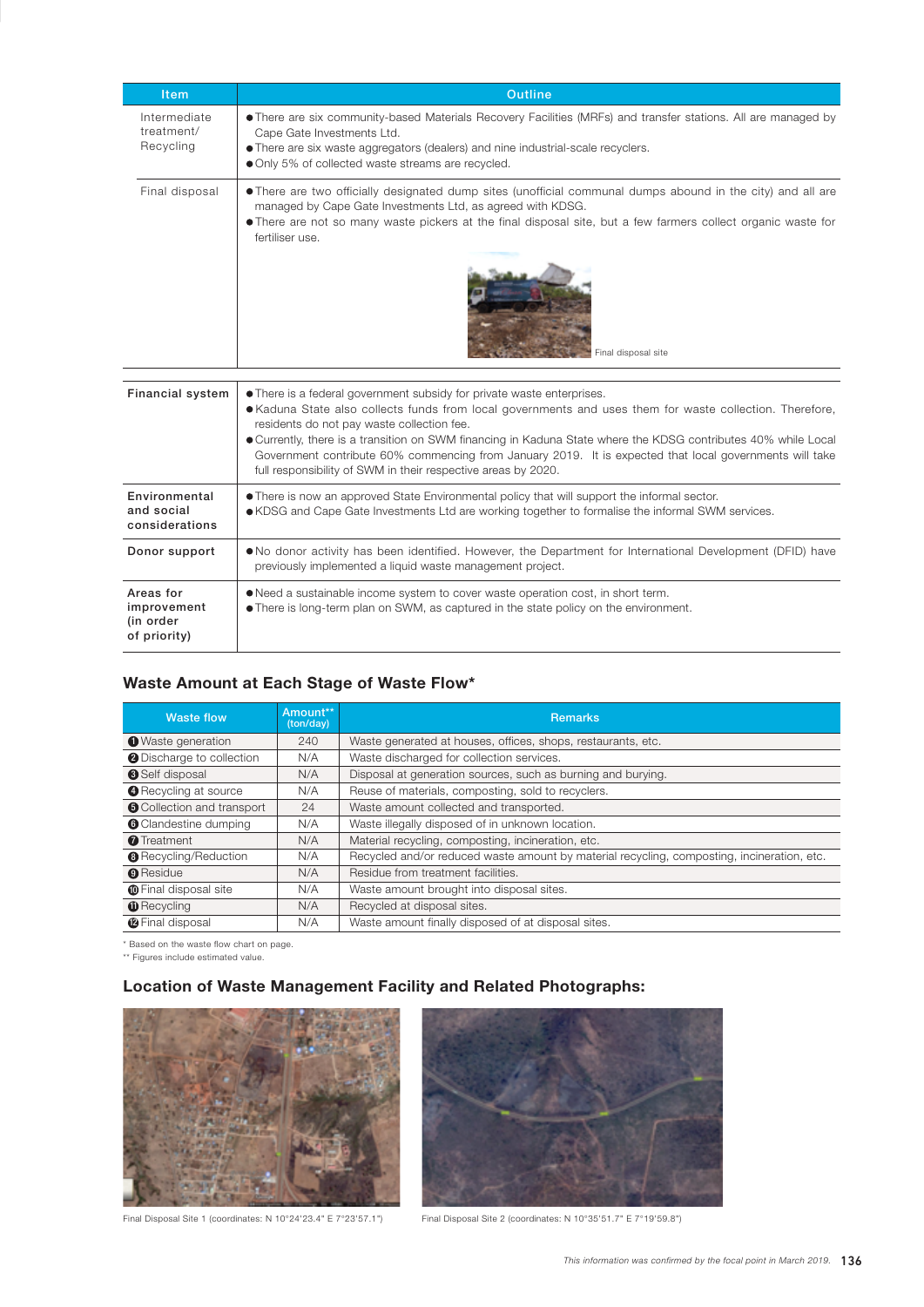| Item | Outline |
| --- | --- |
| Intermediate treatment/ Recycling | ● There are six community-based Materials Recovery Facilities (MRFs) and transfer stations. All are managed by Cape Gate Investments Ltd.<br>● There are six waste aggregators (dealers) and nine industrial-scale recyclers.<br>● Only 5% of collected waste streams are recycled. |
| Final disposal | ● There are two officially designated dump sites (unofficial communal dumps abound in the city) and all are managed by Cape Gate Investments Ltd, as agreed with KDSG.<br>● There are not so many waste pickers at the final disposal site, but a few farmers collect organic waste for fertiliser use.<br>Final disposal site |

| | |
| --- | --- |
| **Financial system** | ● There is a federal government subsidy for private waste enterprises.<br>● Kaduna State also collects funds from local governments and uses them for waste collection. Therefore, residents do not pay waste collection fee.<br>● Currently, there is a transition on SWM financing in Kaduna State where the KDSG contributes 40% while Local Government contribute 60% commencing from January 2019. It is expected that local governments will take full responsibility of SWM in their respective areas by 2020. |
| **Environmental and social considerations** | ● There is now an approved State Environmental policy that will support the informal sector.<br>● KDSG and Cape Gate Investments Ltd are working together to formalise the informal SWM services. |
| **Donor support** | ● No donor activity has been identified. However, the Department for International Development (DFID) have previously implemented a liquid waste management project. |
| **Areas for improvement (in order of priority)** | ● Need a sustainable income system to cover waste operation cost, in short term.<br>● There is long-term plan on SWM, as captured in the state policy on the environment. |

## Waste Amount at Each Stage of Waste Flow*

| Waste flow | Amount** (ton/day) | Remarks |
| --- | --- | --- |
| ❶ Waste generation | 240 | Waste generated at houses, offices, shops, restaurants, etc. |
| ❷ Discharge to collection | N/A | Waste discharged for collection services. |
| ❸ Self disposal | N/A | Disposal at generation sources, such as burning and burying. |
| ❹ Recycling at source | N/A | Reuse of materials, composting, sold to recyclers. |
| ❺ Collection and transport | 24 | Waste amount collected and transported. |
| ❻ Clandestine dumping | N/A | Waste illegally disposed of in unknown location. |
| ❼ Treatment | N/A | Material recycling, composting, incineration, etc. |
| ❽ Recycling/Reduction | N/A | Recycled and/or reduced waste amount by material recycling, composting, incineration, etc. |
| ❾ Residue | N/A | Residue from treatment facilities. |
| ❿ Final disposal site | N/A | Waste amount brought into disposal sites. |
| ⓫ Recycling | N/A | Recycled at disposal sites. |
| ⓬ Final disposal | N/A | Waste amount finally disposed of at disposal sites. |

\* Based on the waste flow chart on page.
\*\* Figures include estimated value.

## Location of Waste Management Facility and Related Photographs:

Final Disposal Site 1 (coordinates: N 10°24'23.4" E 7°23'57.1")

Final Disposal Site 2 (coordinates: N 10°35'51.7" E 7°19'59.8")

*This information was confirmed by the focal point in March 2019.*